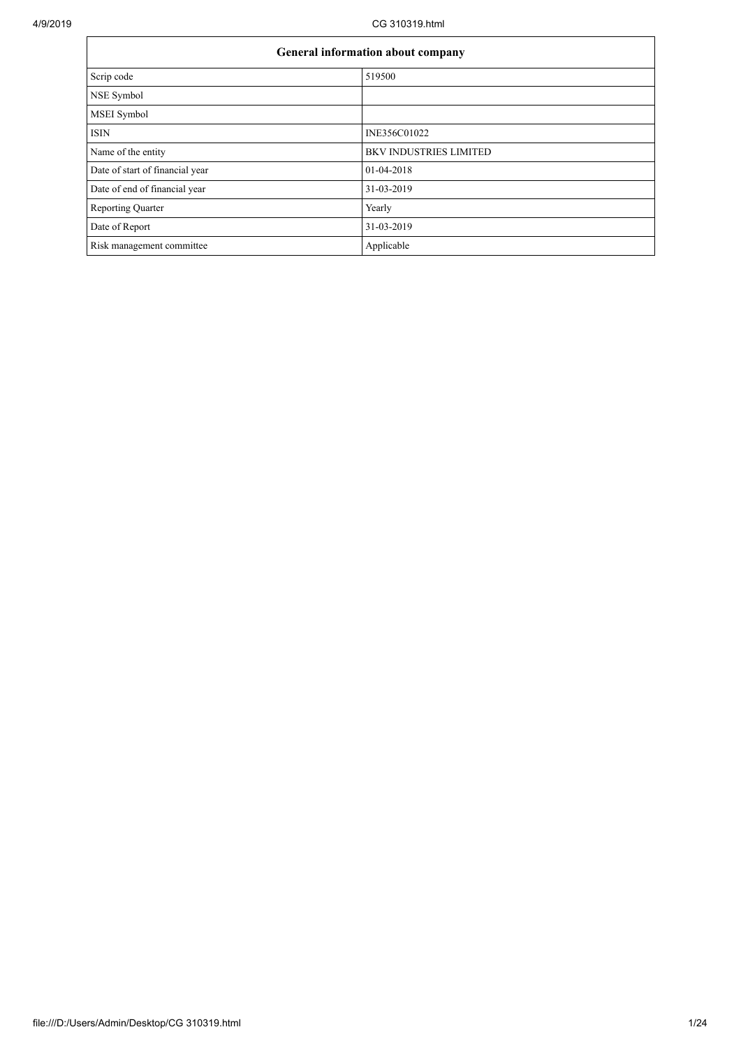| General information about company | |
|---|---|
| Scrip code | 519500 |
| NSE Symbol | |
| MSEI Symbol | |
| ISIN | INE356C01022 |
| Name of the entity | BKV INDUSTRIES LIMITED |
| Date of start of financial year | 01-04-2018 |
| Date of end of financial year | 31-03-2019 |
| Reporting Quarter | Yearly |
| Date of Report | 31-03-2019 |
| Risk management committee | Applicable |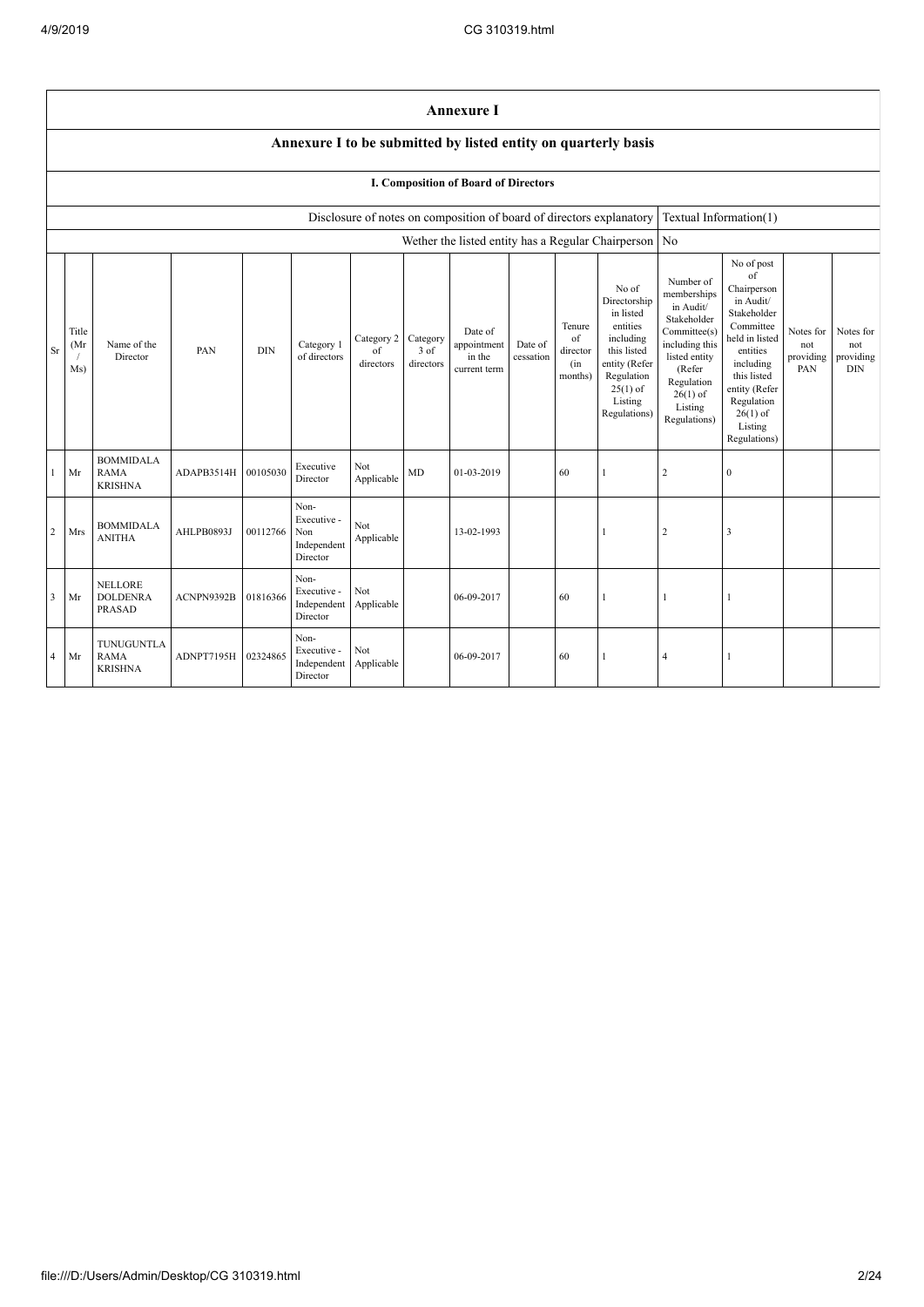# Annexure I

## Annexure I to be submitted by listed entity on quarterly basis

### I. Composition of Board of Directors

| Disclosure of notes on composition of board of directors explanatory | Textual Information(1) |
|---|---|
| Wether the listed entity has a Regular Chairperson | No |

| Sr | Title (Mr / Ms) | Name of the Director | PAN | DIN | Category 1 of directors | Category 2 of directors | Category 3 of directors | Date of appointment in the current term | Date of cessation | Tenure of director (in months) | No of Directorship in listed entities including this listed entity (Refer Regulation 25(1) of Listing Regulations) | Number of memberships in Audit/ Stakeholder Committee(s) including this listed entity (Refer Regulation 26(1) of Listing Regulations) | No of post of Chairperson in Audit/ Stakeholder Committee held in listed entities including this listed entity (Refer Regulation 26(1) of Listing Regulations) | Notes for not providing PAN | Notes for not providing DIN |
|---|---|---|---|---|---|---|---|---|---|---|---|---|---|---|---|
| 1 | Mr | BOMMIDALA RAMA KRISHNA | ADAPB3514H | 00105030 | Executive Director | Not Applicable | MD | 01-03-2019 | | 60 | 1 | 2 | 0 | | |
| 2 | Mrs | BOMMIDALA ANITHA | AHLPB0893J | 00112766 | Non-Executive - Non Independent Director | Not Applicable | | 13-02-1993 | | | 1 | 2 | 3 | | |
| 3 | Mr | NELLORE DOLDENRA PRASAD | ACNPN9392B | 01816366 | Non-Executive - Independent Director | Not Applicable | | 06-09-2017 | | 60 | 1 | 1 | 1 | | |
| 4 | Mr | TUNUGUNTLA RAMA KRISHNA | ADNPT7195H | 02324865 | Non-Executive - Independent Director | Not Applicable | | 06-09-2017 | | 60 | 1 | 4 | 1 | | |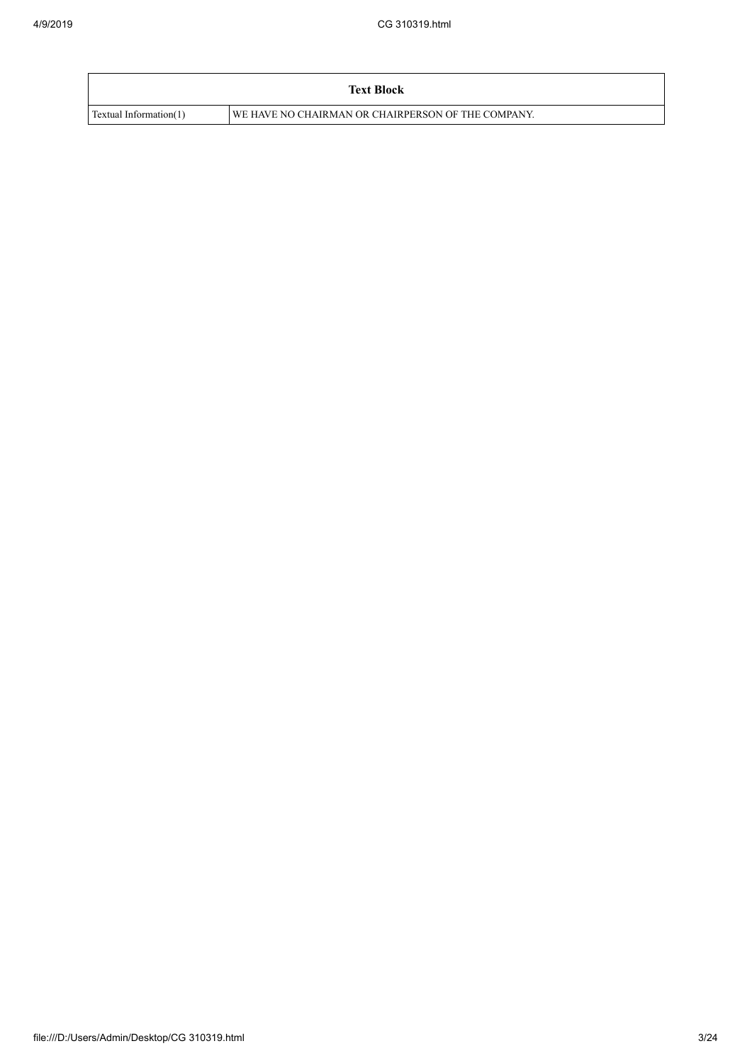| Text Block | |
|---|---|
| Textual Information(1) | WE HAVE NO CHAIRMAN OR CHAIRPERSON OF THE COMPANY. |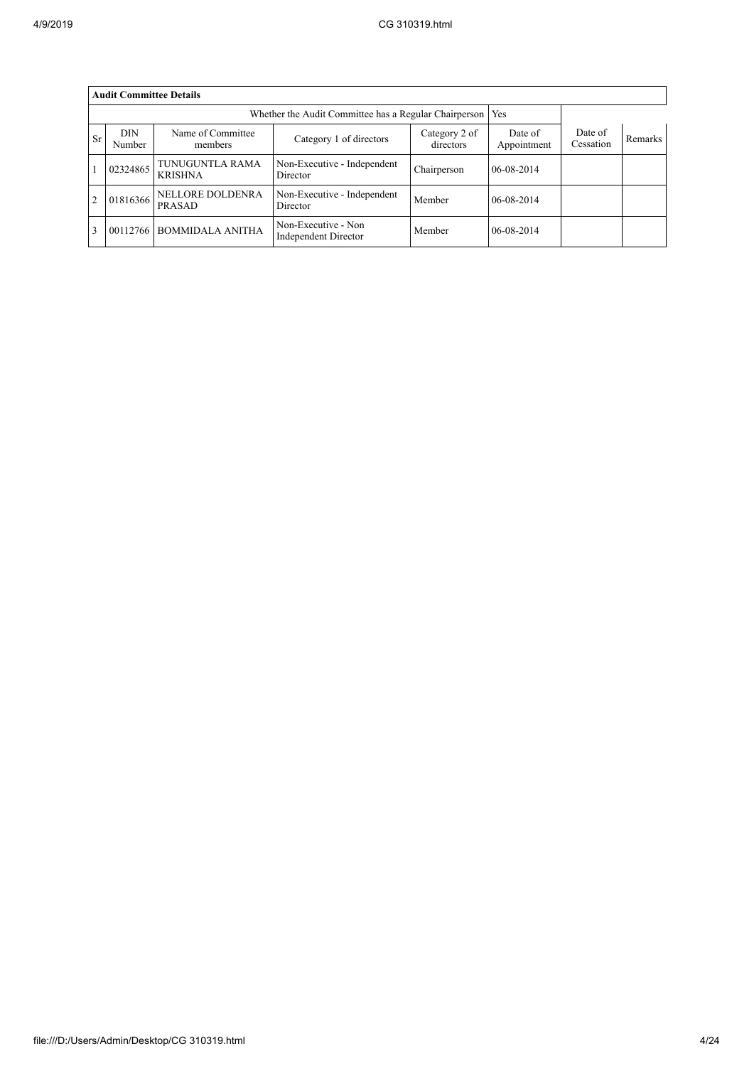**Audit Committee Details**

| | | | Whether the Audit Committee has a Regular Chairperson | | Yes | | |
|---|---|---|---|---|---|---|---|
| Sr | DIN Number | Name of Committee members | Category 1 of directors | Category 2 of directors | Date of Appointment | Date of Cessation | Remarks |
| 1 | 02324865 | TUNUGUNTLA RAMA KRISHNA | Non-Executive - Independent Director | Chairperson | 06-08-2014 | | |
| 2 | 01816366 | NELLORE DOLDENRA PRASAD | Non-Executive - Independent Director | Member | 06-08-2014 | | |
| 3 | 00112766 | BOMMIDALA ANITHA | Non-Executive - Non Independent Director | Member | 06-08-2014 | | |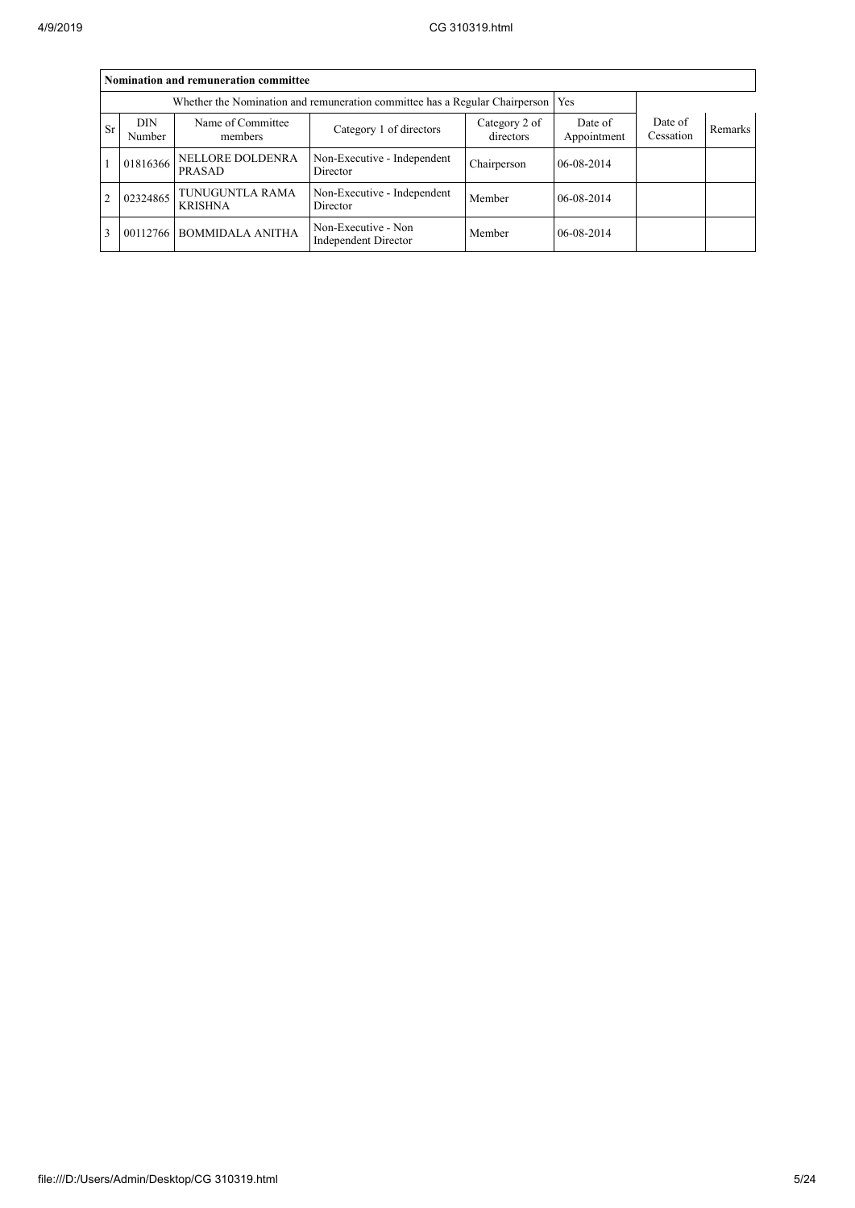| Nomination and remuneration committee | | | | | | | |
|---|---|---|---|---|---|---|---|
| Whether the Nomination and remuneration committee has a Regular Chairperson | | | | | Yes | | |
| Sr | DIN Number | Name of Committee members | Category 1 of directors | Category 2 of directors | Date of Appointment | Date of Cessation | Remarks |
| 1 | 01816366 | NELLORE DOLDENRA PRASAD | Non-Executive - Independent Director | Chairperson | 06-08-2014 | | |
| 2 | 02324865 | TUNUGUNTLA RAMA KRISHNA | Non-Executive - Independent Director | Member | 06-08-2014 | | |
| 3 | 00112766 | BOMMIDALA ANITHA | Non-Executive - Non Independent Director | Member | 06-08-2014 | | |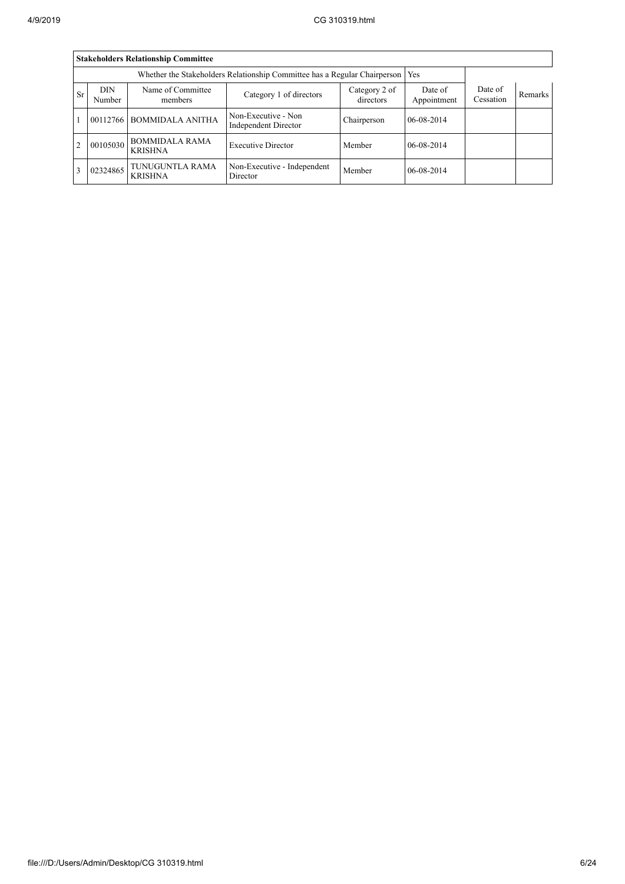| Stakeholders Relationship Committee | | | | | | | |
|---|---|---|---|---|---|---|---|
| Whether the Stakeholders Relationship Committee has a Regular Chairperson | | | | | Yes | | |
| Sr | DIN Number | Name of Committee members | Category 1 of directors | Category 2 of directors | Date of Appointment | Date of Cessation | Remarks |
| 1 | 00112766 | BOMMIDALA ANITHA | Non-Executive - Non Independent Director | Chairperson | 06-08-2014 | | |
| 2 | 00105030 | BOMMIDALA RAMA KRISHNA | Executive Director | Member | 06-08-2014 | | |
| 3 | 02324865 | TUNUGUNTLA RAMA KRISHNA | Non-Executive - Independent Director | Member | 06-08-2014 | | |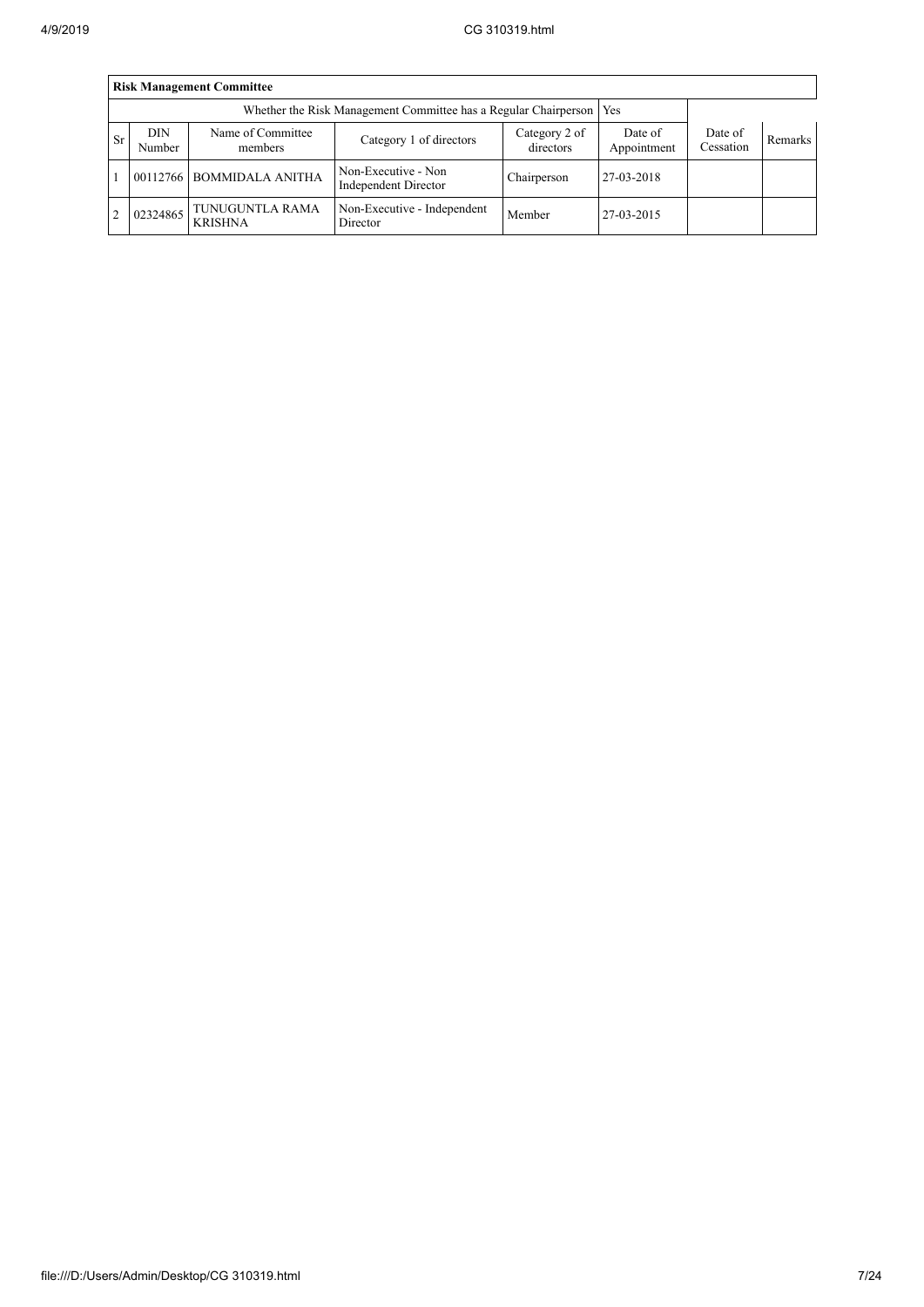| **Risk Management Committee** | | | | | | | |
|---|---|---|---|---|---|---|---|
| | | Whether the Risk Management Committee has a Regular Chairperson | | | Yes | | |
| Sr | DIN Number | Name of Committee members | Category 1 of directors | Category 2 of directors | Date of Appointment | Date of Cessation | Remarks |
| 1 | 00112766 | BOMMIDALA ANITHA | Non-Executive - Non Independent Director | Chairperson | 27-03-2018 | | |
| 2 | 02324865 | TUNUGUNTLA RAMA KRISHNA | Non-Executive - Independent Director | Member | 27-03-2015 | | |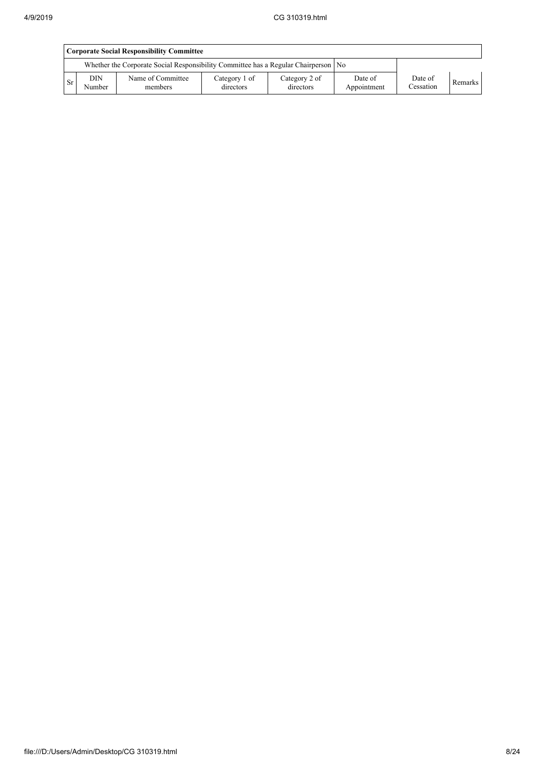| Corporate Social Responsibility Committee | | | | | | | |
|---|---|---|---|---|---|---|---|
| Whether the Corporate Social Responsibility Committee has a Regular Chairperson | | | | | No | | |
| Sr | DIN Number | Name of Committee members | Category 1 of directors | Category 2 of directors | Date of Appointment | Date of Cessation | Remarks |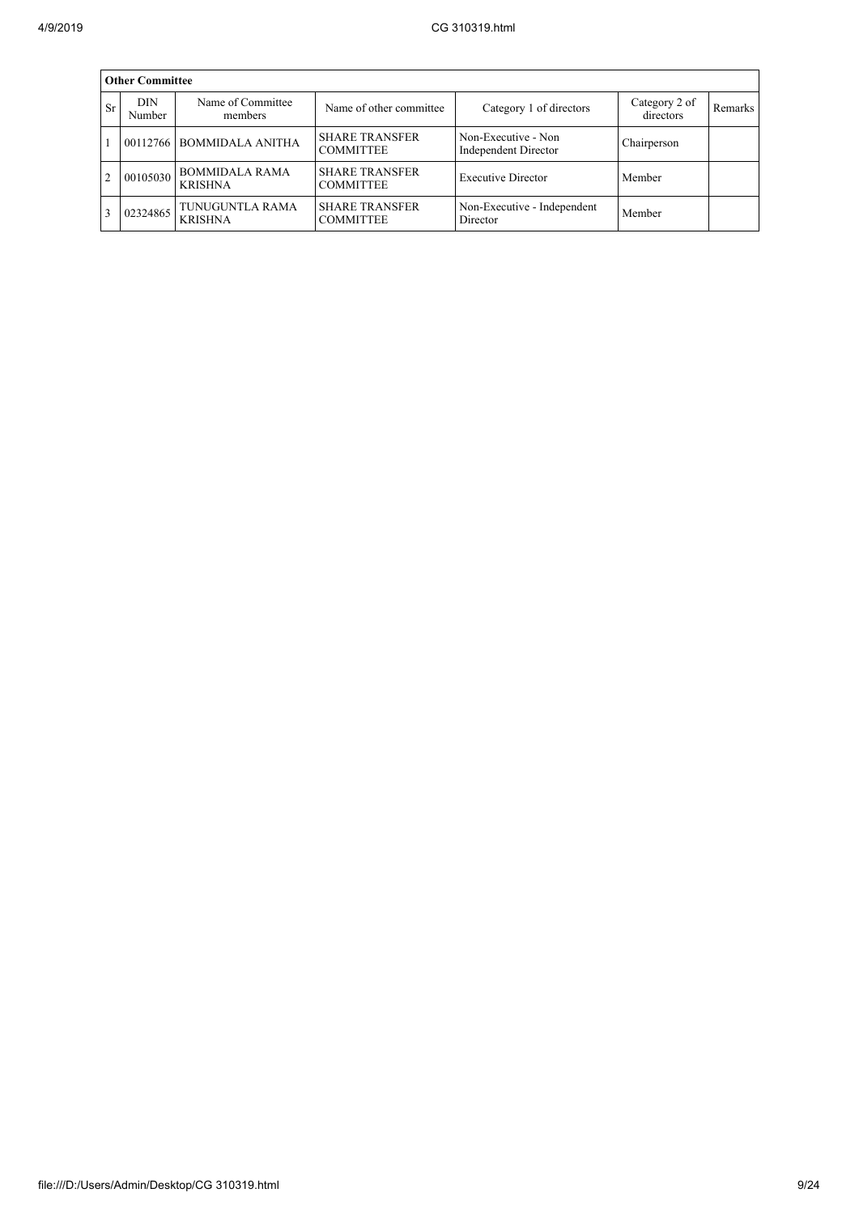| Other Committee | | | | | | |
|---|---|---|---|---|---|---|
| Sr | DIN Number | Name of Committee members | Name of other committee | Category 1 of directors | Category 2 of directors | Remarks |
| 1 | 00112766 | BOMMIDALA ANITHA | SHARE TRANSFER COMMITTEE | Non-Executive - Non Independent Director | Chairperson | |
| 2 | 00105030 | BOMMIDALA RAMA KRISHNA | SHARE TRANSFER COMMITTEE | Executive Director | Member | |
| 3 | 02324865 | TUNUGUNTLA RAMA KRISHNA | SHARE TRANSFER COMMITTEE | Non-Executive - Independent Director | Member | |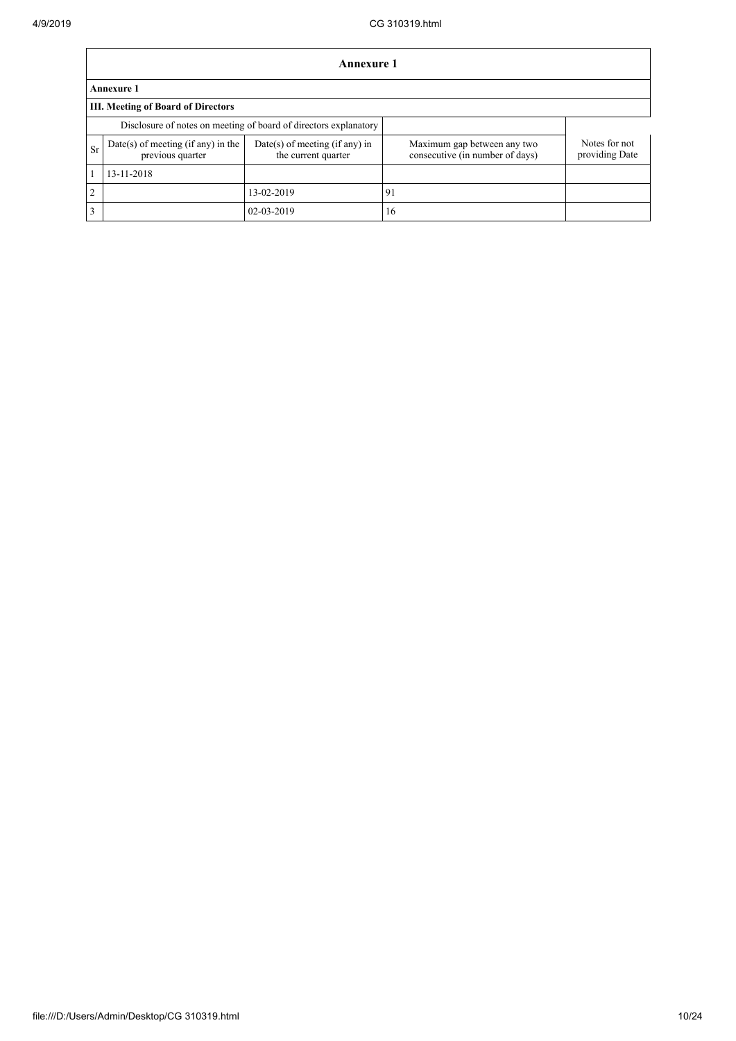## Annexure 1

### Annexure 1

### III. Meeting of Board of Directors

| Disclosure of notes on meeting of board of directors explanatory | | | | |
|---|---|---|---|---|
| Sr | Date(s) of meeting (if any) in the previous quarter | Date(s) of meeting (if any) in the current quarter | Maximum gap between any two consecutive (in number of days) | Notes for not providing Date |
| 1 | 13-11-2018 | | | |
| 2 | | 13-02-2019 | 91 | |
| 3 | | 02-03-2019 | 16 | |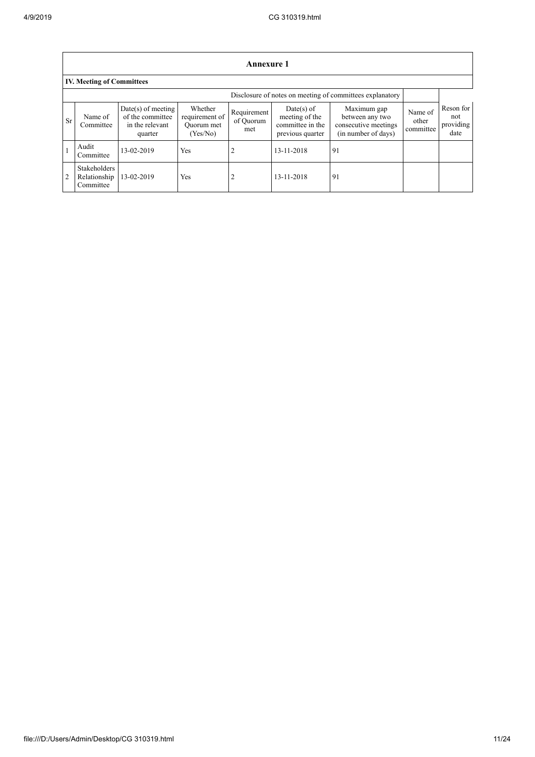## Annexure 1

### IV. Meeting of Committees

| | | | | | | Disclosure of notes on meeting of committees explanatory | | |
|---|---|---|---|---|---|---|---|---|
| Sr | Name of Committee | Date(s) of meeting of the committee in the relevant quarter | Whether requirement of Quorum met (Yes/No) | Requirement of Quorum met | Date(s) of meeting of the committee in the previous quarter | Maximum gap between any two consecutive meetings (in number of days) | Name of other committee | Reson for not providing date |
| 1 | Audit Committee | 13-02-2019 | Yes | 2 | 13-11-2018 | 91 | | |
| 2 | Stakeholders Relationship Committee | 13-02-2019 | Yes | 2 | 13-11-2018 | 91 | | |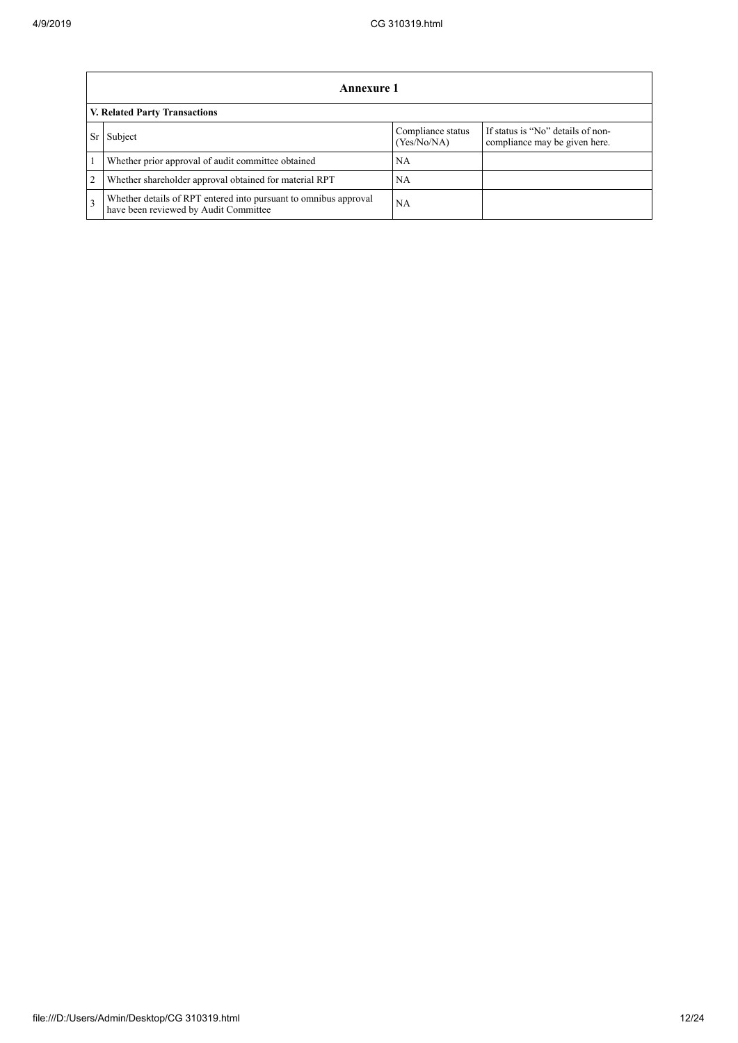| Annexure 1 | | | |
|---|---|---|---|
| **V. Related Party Transactions** | | | |
| Sr | Subject | Compliance status (Yes/No/NA) | If status is “No” details of non-compliance may be given here. |
| 1 | Whether prior approval of audit committee obtained | NA | |
| 2 | Whether shareholder approval obtained for material RPT | NA | |
| 3 | Whether details of RPT entered into pursuant to omnibus approval have been reviewed by Audit Committee | NA | |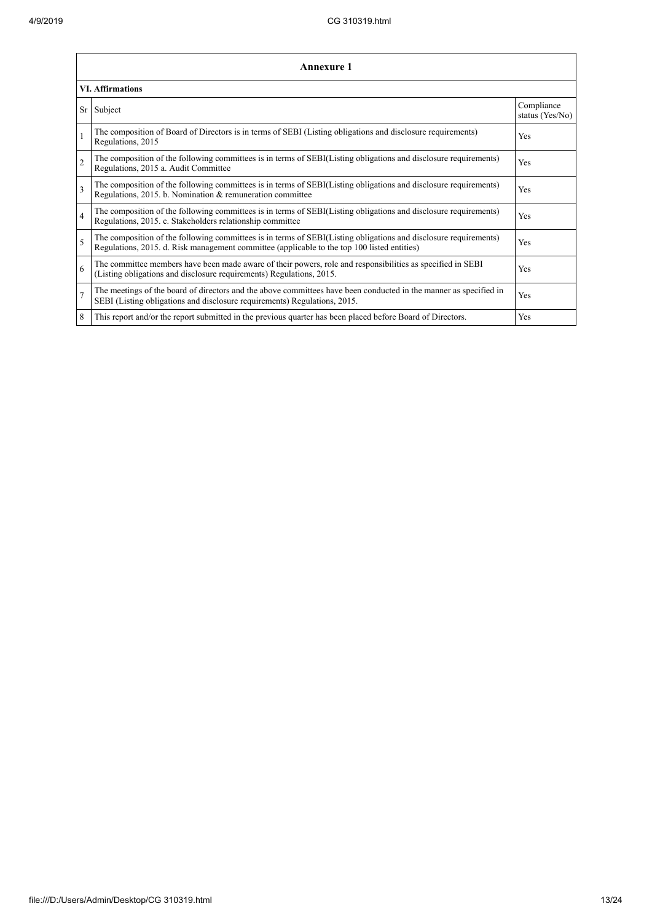| Annexure 1 | | |
|---|---|---|
| **VI. Affirmations** | | |
| Sr | Subject | Compliance status (Yes/No) |
| 1 | The composition of Board of Directors is in terms of SEBI (Listing obligations and disclosure requirements) Regulations, 2015 | Yes |
| 2 | The composition of the following committees is in terms of SEBI(Listing obligations and disclosure requirements) Regulations, 2015 a. Audit Committee | Yes |
| 3 | The composition of the following committees is in terms of SEBI(Listing obligations and disclosure requirements) Regulations, 2015. b. Nomination & remuneration committee | Yes |
| 4 | The composition of the following committees is in terms of SEBI(Listing obligations and disclosure requirements) Regulations, 2015. c. Stakeholders relationship committee | Yes |
| 5 | The composition of the following committees is in terms of SEBI(Listing obligations and disclosure requirements) Regulations, 2015. d. Risk management committee (applicable to the top 100 listed entities) | Yes |
| 6 | The committee members have been made aware of their powers, role and responsibilities as specified in SEBI (Listing obligations and disclosure requirements) Regulations, 2015. | Yes |
| 7 | The meetings of the board of directors and the above committees have been conducted in the manner as specified in SEBI (Listing obligations and disclosure requirements) Regulations, 2015. | Yes |
| 8 | This report and/or the report submitted in the previous quarter has been placed before Board of Directors. | Yes |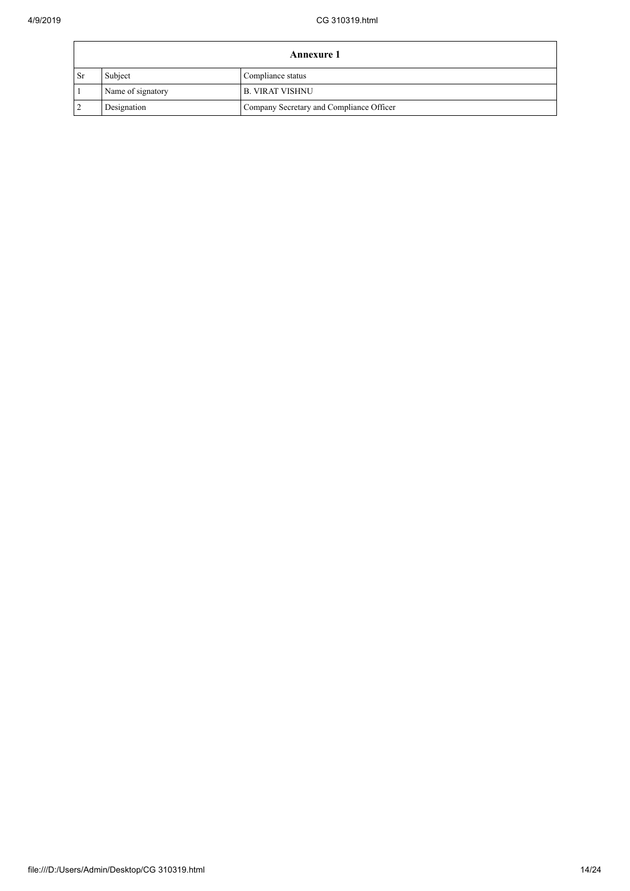| Annexure 1 | | |
|---|---|---|
| Sr | Subject | Compliance status |
| 1 | Name of signatory | B. VIRAT VISHNU |
| 2 | Designation | Company Secretary and Compliance Officer |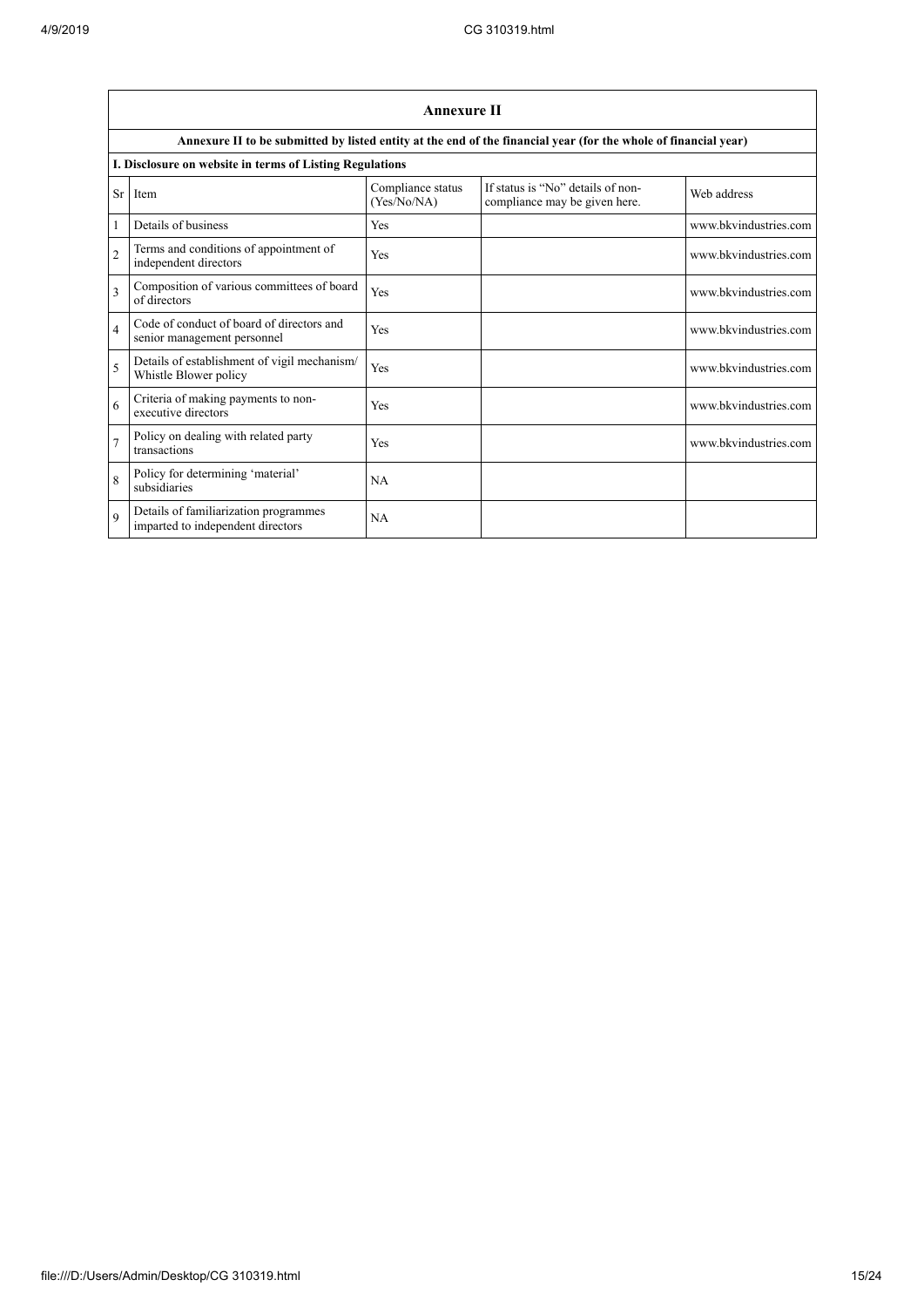## Annexure II

**Annexure II to be submitted by listed entity at the end of the financial year (for the whole of financial year)**

**I. Disclosure on website in terms of Listing Regulations**

| Sr | Item | Compliance status (Yes/No/NA) | If status is "No" details of non-compliance may be given here. | Web address |
|---|---|---|---|---|
| 1 | Details of business | Yes | | www.bkvindustries.com |
| 2 | Terms and conditions of appointment of independent directors | Yes | | www.bkvindustries.com |
| 3 | Composition of various committees of board of directors | Yes | | www.bkvindustries.com |
| 4 | Code of conduct of board of directors and senior management personnel | Yes | | www.bkvindustries.com |
| 5 | Details of establishment of vigil mechanism/ Whistle Blower policy | Yes | | www.bkvindustries.com |
| 6 | Criteria of making payments to non-executive directors | Yes | | www.bkvindustries.com |
| 7 | Policy on dealing with related party transactions | Yes | | www.bkvindustries.com |
| 8 | Policy for determining 'material' subsidiaries | NA | | |
| 9 | Details of familiarization programmes imparted to independent directors | NA | | |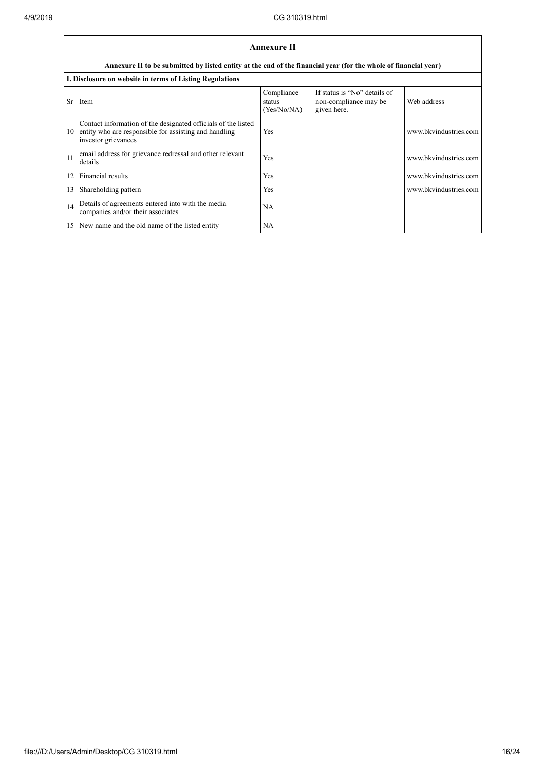## Annexure II

**Annexure II to be submitted by listed entity at the end of the financial year (for the whole of financial year)**

**I. Disclosure on website in terms of Listing Regulations**

| Sr | Item | Compliance status (Yes/No/NA) | If status is "No" details of non-compliance may be given here. | Web address |
|---|---|---|---|---|
| 10 | Contact information of the designated officials of the listed entity who are responsible for assisting and handling investor grievances | Yes | | www.bkvindustries.com |
| 11 | email address for grievance redressal and other relevant details | Yes | | www.bkvindustries.com |
| 12 | Financial results | Yes | | www.bkvindustries.com |
| 13 | Shareholding pattern | Yes | | www.bkvindustries.com |
| 14 | Details of agreements entered into with the media companies and/or their associates | NA | | |
| 15 | New name and the old name of the listed entity | NA | | |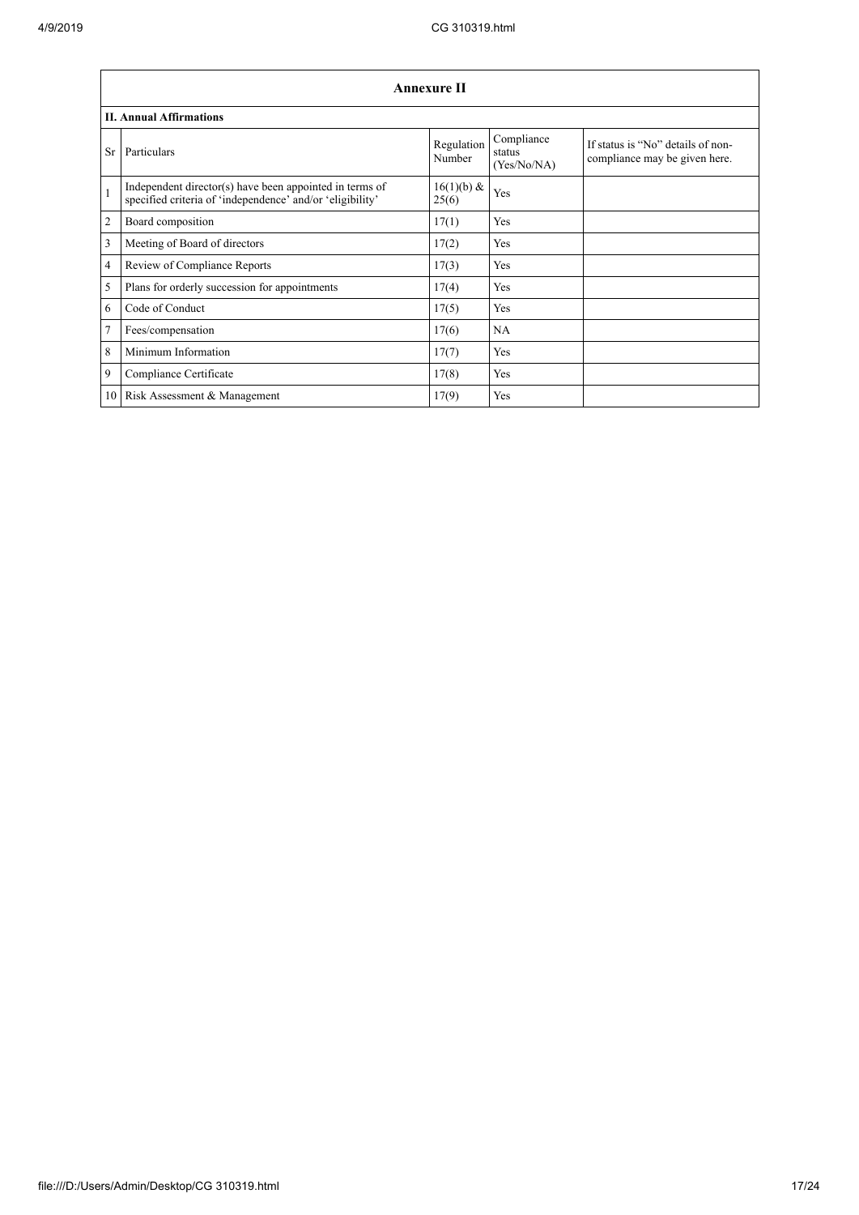| Annexure II | | | | |
|---|---|---|---|---|
| **II. Annual Affirmations** | | | | |
| Sr | Particulars | Regulation Number | Compliance status (Yes/No/NA) | If status is "No" details of non-compliance may be given here. |
| 1 | Independent director(s) have been appointed in terms of specified criteria of 'independence' and/or 'eligibility' | 16(1)(b) & 25(6) | Yes | |
| 2 | Board composition | 17(1) | Yes | |
| 3 | Meeting of Board of directors | 17(2) | Yes | |
| 4 | Review of Compliance Reports | 17(3) | Yes | |
| 5 | Plans for orderly succession for appointments | 17(4) | Yes | |
| 6 | Code of Conduct | 17(5) | Yes | |
| 7 | Fees/compensation | 17(6) | NA | |
| 8 | Minimum Information | 17(7) | Yes | |
| 9 | Compliance Certificate | 17(8) | Yes | |
| 10 | Risk Assessment & Management | 17(9) | Yes | |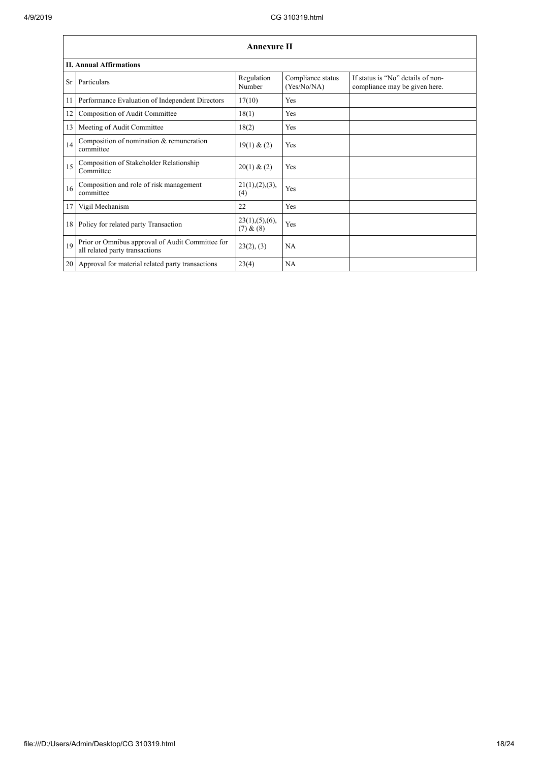## Annexure II

### II. Annual Affirmations

| Sr | Particulars | Regulation Number | Compliance status (Yes/No/NA) | If status is "No" details of non-compliance may be given here. |
|---|---|---|---|---|
| 11 | Performance Evaluation of Independent Directors | 17(10) | Yes | |
| 12 | Composition of Audit Committee | 18(1) | Yes | |
| 13 | Meeting of Audit Committee | 18(2) | Yes | |
| 14 | Composition of nomination & remuneration committee | 19(1) & (2) | Yes | |
| 15 | Composition of Stakeholder Relationship Committee | 20(1) & (2) | Yes | |
| 16 | Composition and role of risk management committee | 21(1),(2),(3),(4) | Yes | |
| 17 | Vigil Mechanism | 22 | Yes | |
| 18 | Policy for related party Transaction | 23(1),(5),(6),(7) & (8) | Yes | |
| 19 | Prior or Omnibus approval of Audit Committee for all related party transactions | 23(2), (3) | NA | |
| 20 | Approval for material related party transactions | 23(4) | NA | |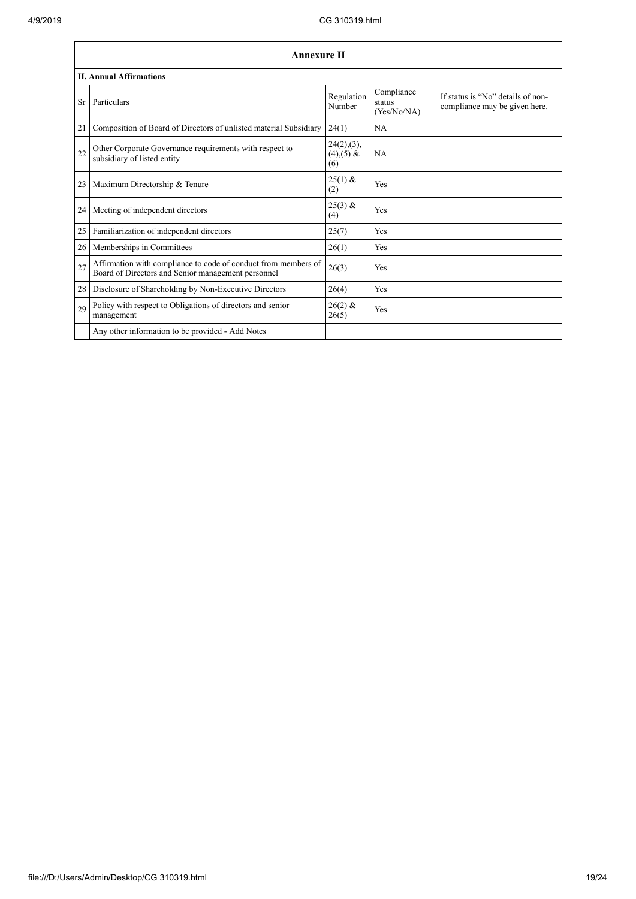## Annexure II

### II. Annual Affirmations

| Sr | Particulars | Regulation Number | Compliance status (Yes/No/NA) | If status is "No" details of non-compliance may be given here. |
|---|---|---|---|---|
| 21 | Composition of Board of Directors of unlisted material Subsidiary | 24(1) | NA | |
| 22 | Other Corporate Governance requirements with respect to subsidiary of listed entity | 24(2),(3),(4),(5) & (6) | NA | |
| 23 | Maximum Directorship & Tenure | 25(1) & (2) | Yes | |
| 24 | Meeting of independent directors | 25(3) & (4) | Yes | |
| 25 | Familiarization of independent directors | 25(7) | Yes | |
| 26 | Memberships in Committees | 26(1) | Yes | |
| 27 | Affirmation with compliance to code of conduct from members of Board of Directors and Senior management personnel | 26(3) | Yes | |
| 28 | Disclosure of Shareholding by Non-Executive Directors | 26(4) | Yes | |
| 29 | Policy with respect to Obligations of directors and senior management | 26(2) & 26(5) | Yes | |
| | Any other information to be provided - Add Notes | | | |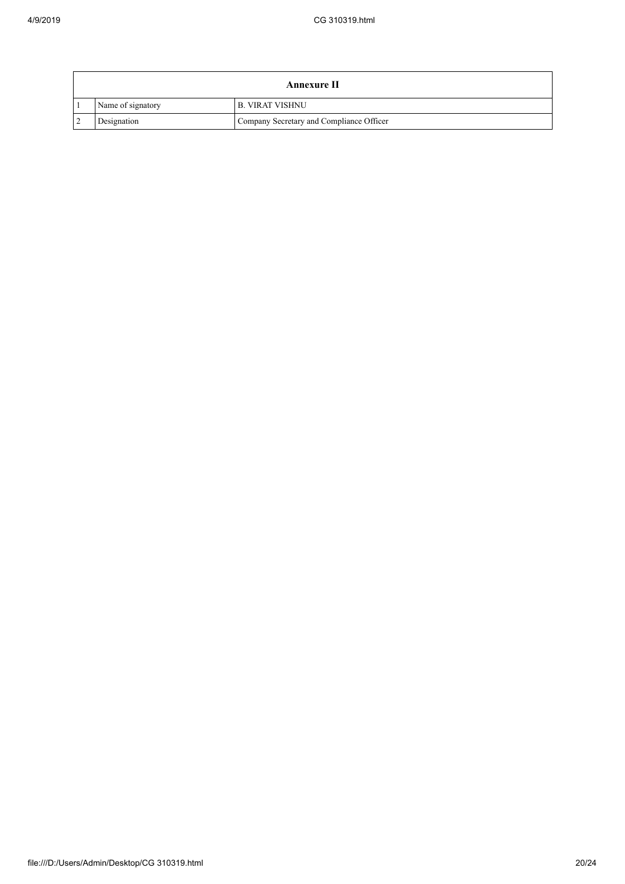| Annexure II | | |
|---|---|---|
| 1 | Name of signatory | B. VIRAT VISHNU |
| 2 | Designation | Company Secretary and Compliance Officer |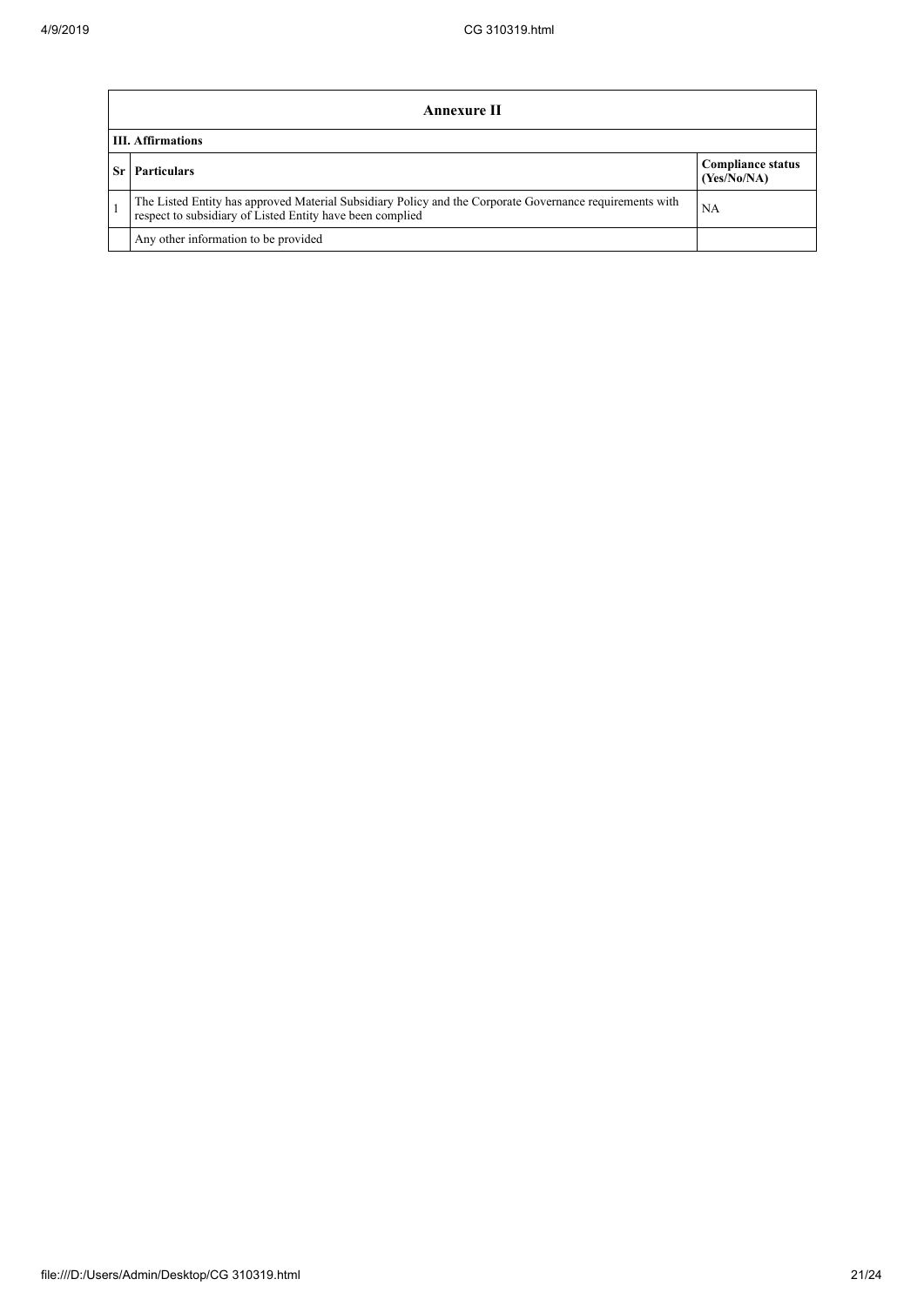| Annexure II | | |
|---|---|---|
| **III. Affirmations** | | |
| **Sr** | **Particulars** | **Compliance status (Yes/No/NA)** |
| 1 | The Listed Entity has approved Material Subsidiary Policy and the Corporate Governance requirements with respect to subsidiary of Listed Entity have been complied | NA |
| | Any other information to be provided | |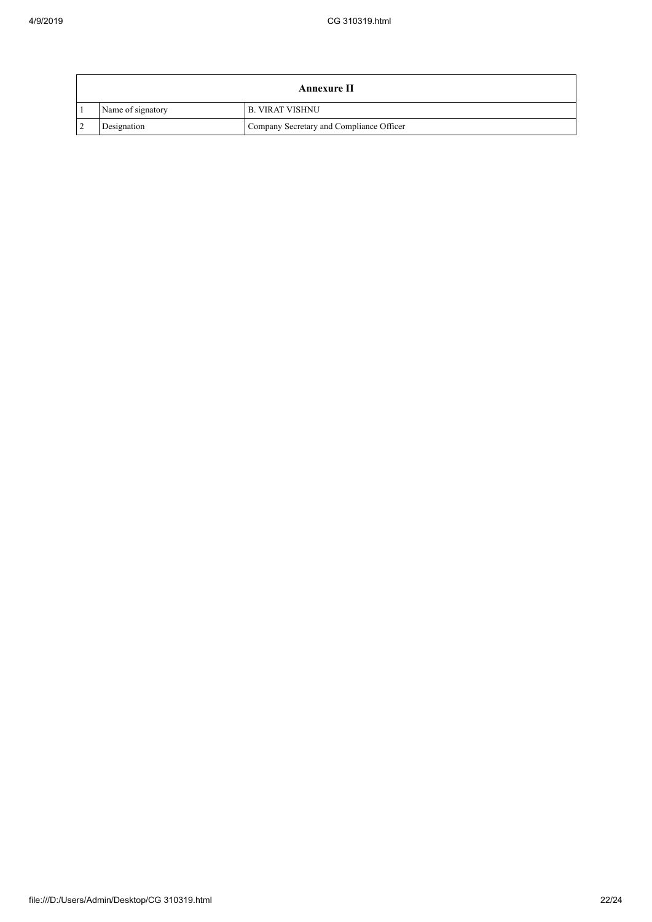| Annexure II | | |
|---|---|---|
| 1 | Name of signatory | B. VIRAT VISHNU |
| 2 | Designation | Company Secretary and Compliance Officer |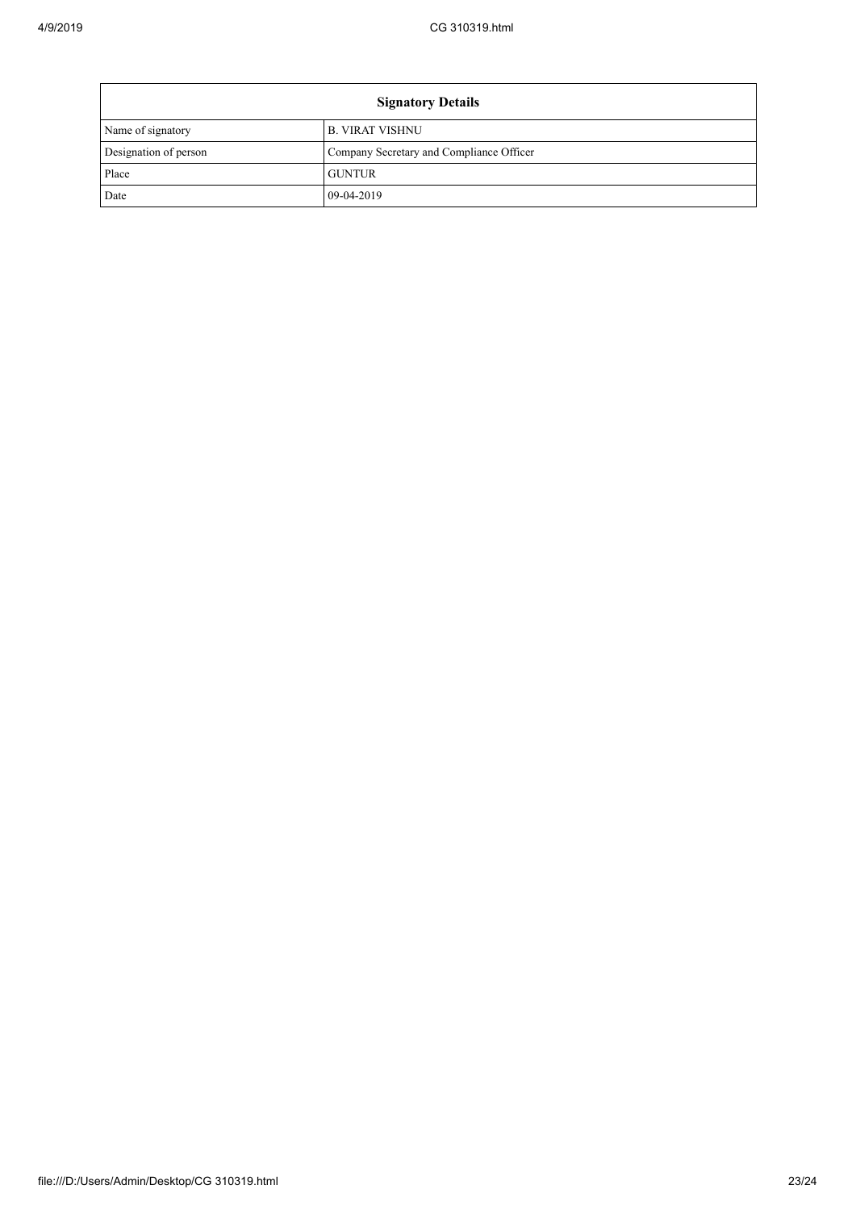| Signatory Details | |
|---|---|
| Name of signatory | B. VIRAT VISHNU |
| Designation of person | Company Secretary and Compliance Officer |
| Place | GUNTUR |
| Date | 09-04-2019 |